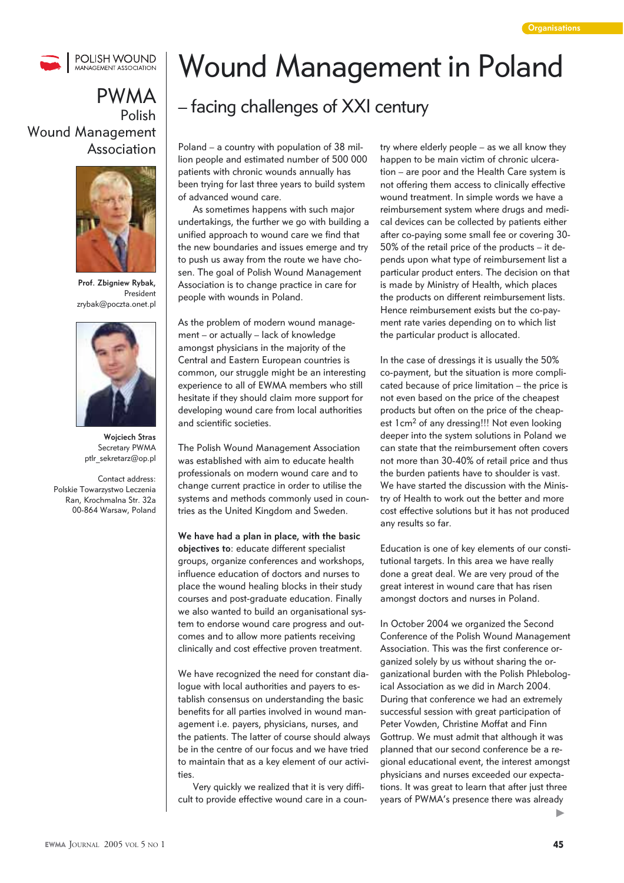# Wound Management in Poland

## – facing challenges of XXI century

**PWMA**
Polish Wound Management Association

**Prof. Zbigniew Rybak,** President
zrybak@poczta.onet.pl

**Wojciech Stras**
Secretary PWMA
ptlr_sekretarz@op.pl

Contact address:
Polskie Towarzystwo Leczenia Ran, Krochmalna Str. 32a
00-864 Warsaw, Poland

Poland – a country with population of 38 million people and estimated number of 500 000 patients with chronic wounds annually has been trying for last three years to build system of advanced wound care.

As sometimes happens with such major undertakings, the further we go with building a unified approach to wound care we find that the new boundaries and issues emerge and try to push us away from the route we have chosen. The goal of Polish Wound Management Association is to change practice in care for people with wounds in Poland.

As the problem of modern wound management – or actually – lack of knowledge amongst physicians in the majority of the Central and Eastern European countries is common, our struggle might be an interesting experience to all of EWMA members who still hesitate if they should claim more support for developing wound care from local authorities and scientific societies.

The Polish Wound Management Association was established with aim to educate health professionals on modern wound care and to change current practice in order to utilise the systems and methods commonly used in countries as the United Kingdom and Sweden.

**We have had a plan in place, with the basic objectives to**: educate different specialist groups, organize conferences and workshops, influence education of doctors and nurses to place the wound healing blocks in their study courses and post-graduate education. Finally we also wanted to build an organisational system to endorse wound care progress and outcomes and to allow more patients receiving clinically and cost effective proven treatment.

We have recognized the need for constant dialogue with local authorities and payers to establish consensus on understanding the basic benefits for all parties involved in wound management i.e. payers, physicians, nurses, and the patients. The latter of course should always be in the centre of our focus and we have tried to maintain that as a key element of our activities.

Very quickly we realized that it is very difficult to provide effective wound care in a country where elderly people – as we all know they happen to be main victim of chronic ulceration – are poor and the Health Care system is not offering them access to clinically effective wound treatment. In simple words we have a reimbursement system where drugs and medical devices can be collected by patients either after co-paying some small fee or covering 30-50% of the retail price of the products – it depends upon what type of reimbursement list a particular product enters. The decision on that is made by Ministry of Health, which places the products on different reimbursement lists. Hence reimbursement exists but the co-payment rate varies depending on to which list the particular product is allocated.

In the case of dressings it is usually the 50% co-payment, but the situation is more complicated because of price limitation – the price is not even based on the price of the cheapest products but often on the price of the cheapest 1cm$^2$ of any dressing!!! Not even looking deeper into the system solutions in Poland we can state that the reimbursement often covers not more than 30-40% of retail price and thus the burden patients have to shoulder is vast. We have started the discussion with the Ministry of Health to work out the better and more cost effective solutions but it has not produced any results so far.

Education is one of key elements of our constitutional targets. In this area we have really done a great deal. We are very proud of the great interest in wound care that has risen amongst doctors and nurses in Poland.

In October 2004 we organized the Second Conference of the Polish Wound Management Association. This was the first conference organized solely by us without sharing the organizational burden with the Polish Phlebological Association as we did in March 2004. During that conference we had an extremely successful session with great participation of Peter Vowden, Christine Moffat and Finn Gottrup. We must admit that although it was planned that our second conference be a regional educational event, the interest amongst physicians and nurses exceeded our expectations. It was great to learn that after just three years of PWMA's presence there was already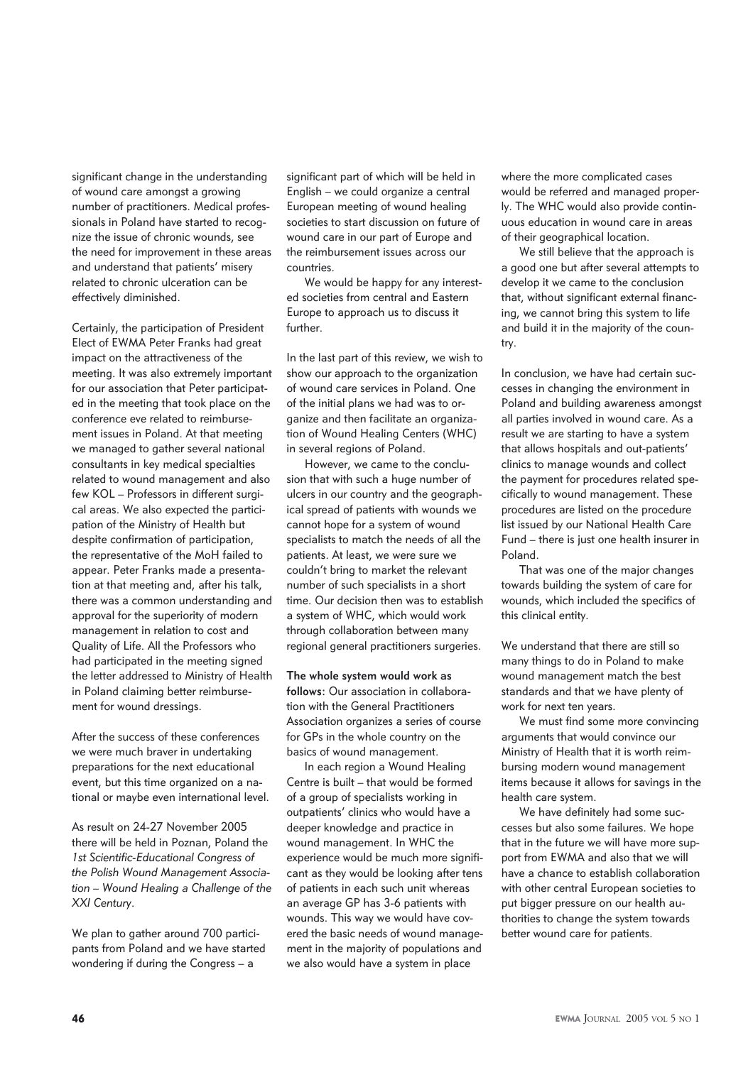significant change in the understanding of wound care amongst a growing number of practitioners. Medical professionals in Poland have started to recognize the issue of chronic wounds, see the need for improvement in these areas and understand that patients' misery related to chronic ulceration can be effectively diminished.

Certainly, the participation of President Elect of EWMA Peter Franks had great impact on the attractiveness of the meeting. It was also extremely important for our association that Peter participated in the meeting that took place on the conference eve related to reimbursement issues in Poland. At that meeting we managed to gather several national consultants in key medical specialties related to wound management and also few KOL – Professors in different surgical areas. We also expected the participation of the Ministry of Health but despite confirmation of participation, the representative of the MoH failed to appear. Peter Franks made a presentation at that meeting and, after his talk, there was a common understanding and approval for the superiority of modern management in relation to cost and Quality of Life. All the Professors who had participated in the meeting signed the letter addressed to Ministry of Health in Poland claiming better reimbursement for wound dressings.

After the success of these conferences we were much braver in undertaking preparations for the next educational event, but this time organized on a national or maybe even international level.

As result on 24-27 November 2005 there will be held in Poznan, Poland the *1st Scientific-Educational Congress of the Polish Wound Management Association – Wound Healing a Challenge of the XXI Century*.

We plan to gather around 700 participants from Poland and we have started wondering if during the Congress – a significant part of which will be held in English – we could organize a central European meeting of wound healing societies to start discussion on future of wound care in our part of Europe and the reimbursement issues across our countries.

We would be happy for any interested societies from central and Eastern Europe to approach us to discuss it further.

In the last part of this review, we wish to show our approach to the organization of wound care services in Poland. One of the initial plans we had was to organize and then facilitate an organization of Wound Healing Centers (WHC) in several regions of Poland.

However, we came to the conclusion that with such a huge number of ulcers in our country and the geographical spread of patients with wounds we cannot hope for a system of wound specialists to match the needs of all the patients. At least, we were sure we couldn't bring to market the relevant number of such specialists in a short time. Our decision then was to establish a system of WHC, which would work through collaboration between many regional general practitioners surgeries.

**The whole system would work as follows:** Our association in collaboration with the General Practitioners Association organizes a series of course for GPs in the whole country on the basics of wound management.

In each region a Wound Healing Centre is built – that would be formed of a group of specialists working in outpatients' clinics who would have a deeper knowledge and practice in wound management. In WHC the experience would be much more significant as they would be looking after tens of patients in each such unit whereas an average GP has 3-6 patients with wounds. This way we would have covered the basic needs of wound management in the majority of populations and we also would have a system in place where the more complicated cases would be referred and managed properly. The WHC would also provide continuous education in wound care in areas of their geographical location.

We still believe that the approach is a good one but after several attempts to develop it we came to the conclusion that, without significant external financing, we cannot bring this system to life and build it in the majority of the country.

In conclusion, we have had certain successes in changing the environment in Poland and building awareness amongst all parties involved in wound care. As a result we are starting to have a system that allows hospitals and out-patients' clinics to manage wounds and collect the payment for procedures related specifically to wound management. These procedures are listed on the procedure list issued by our National Health Care Fund – there is just one health insurer in Poland.

That was one of the major changes towards building the system of care for wounds, which included the specifics of this clinical entity.

We understand that there are still so many things to do in Poland to make wound management match the best standards and that we have plenty of work for next ten years.

We must find some more convincing arguments that would convince our Ministry of Health that it is worth reimbursing modern wound management items because it allows for savings in the health care system.

We have definitely had some successes but also some failures. We hope that in the future we will have more support from EWMA and also that we will have a chance to establish collaboration with other central European societies to put bigger pressure on our health authorities to change the system towards better wound care for patients.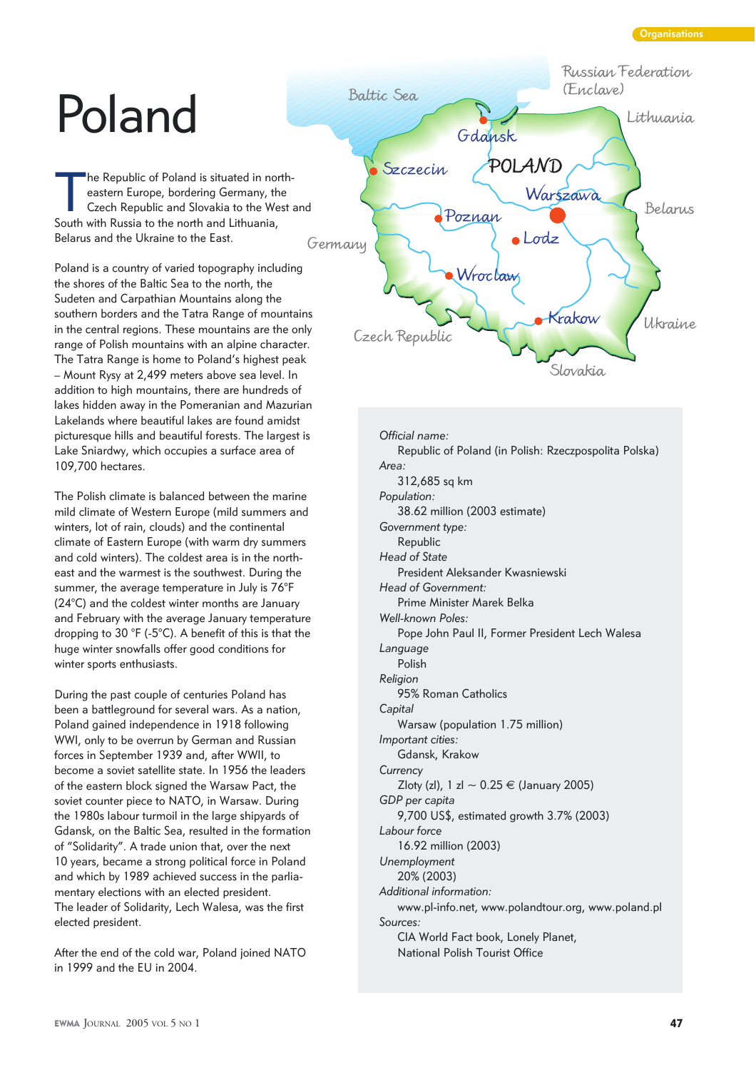# Poland

The Republic of Poland is situated in north-eastern Europe, bordering Germany, the Czech Republic and Slovakia to the West and South with Russia to the north and Lithuania, Belarus and the Ukraine to the East.

Poland is a country of varied topography including the shores of the Baltic Sea to the north, the Sudeten and Carpathian Mountains along the southern borders and the Tatra Range of mountains in the central regions. These mountains are the only range of Polish mountains with an alpine character. The Tatra Range is home to Poland's highest peak – Mount Rysy at 2,499 meters above sea level. In addition to high mountains, there are hundreds of lakes hidden away in the Pomeranian and Mazurian Lakelands where beautiful lakes are found amidst picturesque hills and beautiful forests. The largest is Lake Sniardwy, which occupies a surface area of 109,700 hectares.

The Polish climate is balanced between the marine mild climate of Western Europe (mild summers and winters, lot of rain, clouds) and the continental climate of Eastern Europe (with warm dry summers and cold winters). The coldest area is in the north-east and the warmest is the southwest. During the summer, the average temperature in July is 76°F (24°C) and the coldest winter months are January and February with the average January temperature dropping to 30 °F (-5°C). A benefit of this is that the huge winter snowfalls offer good conditions for winter sports enthusiasts.

During the past couple of centuries Poland has been a battleground for several wars. As a nation, Poland gained independence in 1918 following WWI, only to be overrun by German and Russian forces in September 1939 and, after WWII, to become a soviet satellite state. In 1956 the leaders of the eastern block signed the Warsaw Pact, the soviet counter piece to NATO, in Warsaw. During the 1980s labour turmoil in the large shipyards of Gdansk, on the Baltic Sea, resulted in the formation of "Solidarity". A trade union that, over the next 10 years, became a strong political force in Poland and which by 1989 achieved success in the parliamentary elections with an elected president. The leader of Solidarity, Lech Walesa, was the first elected president.

After the end of the cold war, Poland joined NATO in 1999 and the EU in 2004.

Baltic Sea
Russian Federation (Enclave)
Lithuania
Gdansk
Szczecin
POLAND
Warszawa
Belarus
Poznan
Lodz
Germany
Wroclaw
Krakow
Ukraine
Czech Republic
Slovakia

*Official name:*
Republic of Poland (in Polish: Rzeczpospolita Polska)

*Area:*
312,685 sq km

*Population:*
38.62 million (2003 estimate)

*Government type:*
Republic

*Head of State*
President Aleksander Kwasniewski

*Head of Government:*
Prime Minister Marek Belka

*Well-known Poles:*
Pope John Paul II, Former President Lech Walesa

*Language*
Polish

*Religion*
95% Roman Catholics

*Capital*
Warsaw (population 1.75 million)

*Important cities:*
Gdansk, Krakow

*Currency*
Zloty (zl), 1 zl ~ 0.25 € (January 2005)

*GDP per capita*
9,700 US$, estimated growth 3.7% (2003)

*Labour force*
16.92 million (2003)

*Unemployment*
20% (2003)

*Additional information:*
www.pl-info.net, www.polandtour.org, www.poland.pl

*Sources:*
CIA World Fact book, Lonely Planet, National Polish Tourist Office